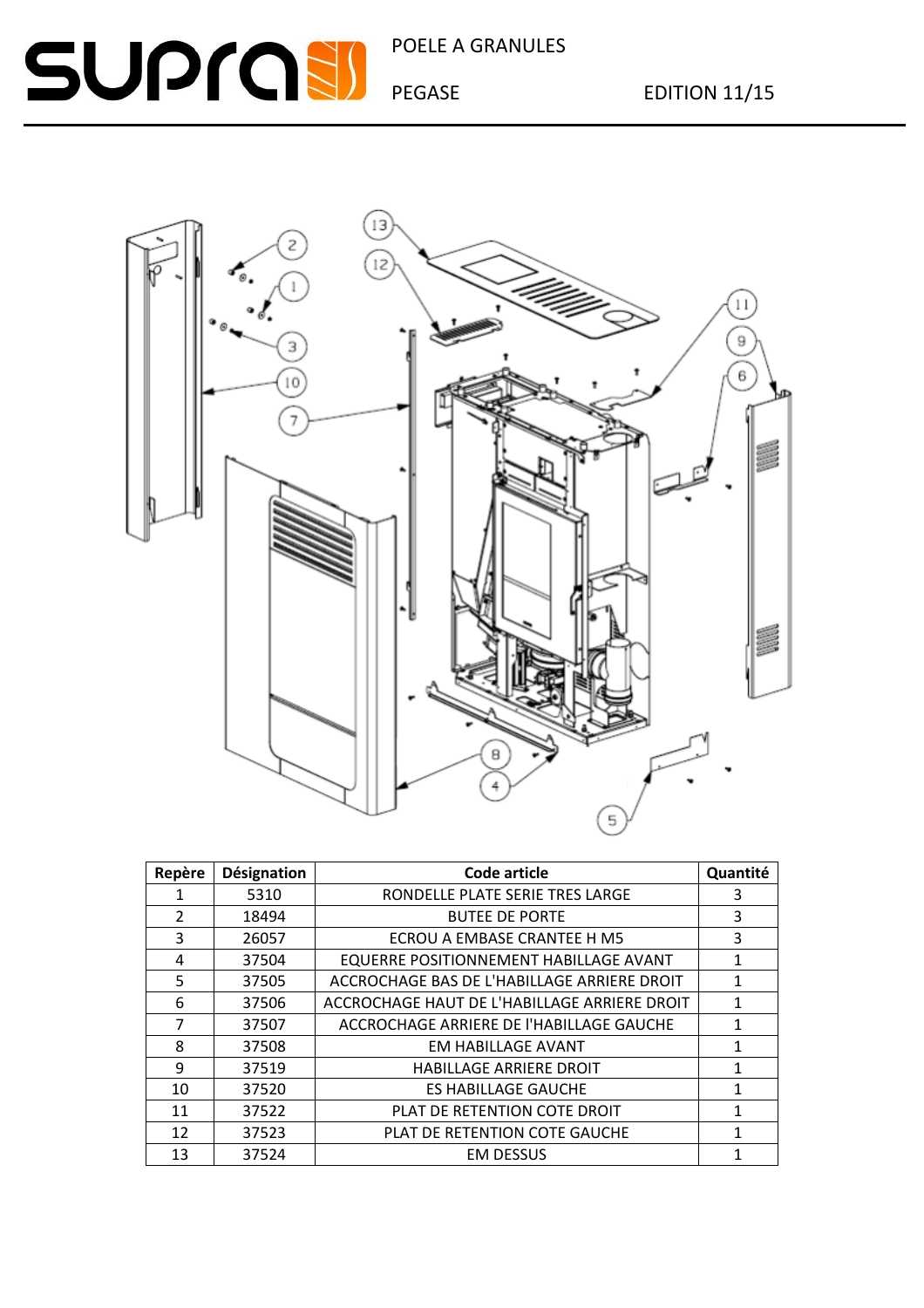POELE A GRANULES

PEGASE

EDITION 11/15

| Repère | Désignation | Code article | Quantité |
|---|---|---|---|
| 1 | 5310 | RONDELLE PLATE SERIE TRES LARGE | 3 |
| 2 | 18494 | BUTEE DE PORTE | 3 |
| 3 | 26057 | ECROU A EMBASE CRANTEE H M5 | 3 |
| 4 | 37504 | EQUERRE POSITIONNEMENT HABILLAGE AVANT | 1 |
| 5 | 37505 | ACCROCHAGE BAS DE L'HABILLAGE ARRIERE DROIT | 1 |
| 6 | 37506 | ACCROCHAGE HAUT DE L'HABILLAGE ARRIERE DROIT | 1 |
| 7 | 37507 | ACCROCHAGE ARRIERE DE l'HABILLAGE GAUCHE | 1 |
| 8 | 37508 | EM HABILLAGE AVANT | 1 |
| 9 | 37519 | HABILLAGE ARRIERE DROIT | 1 |
| 10 | 37520 | ES HABILLAGE GAUCHE | 1 |
| 11 | 37522 | PLAT DE RETENTION COTE DROIT | 1 |
| 12 | 37523 | PLAT DE RETENTION COTE GAUCHE | 1 |
| 13 | 37524 | EM DESSUS | 1 |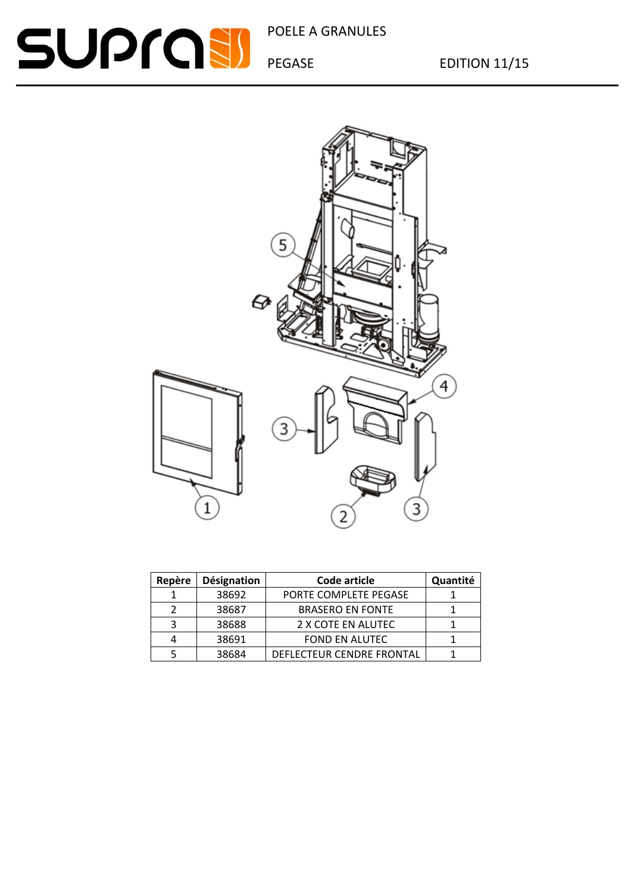| Repère | Désignation | Code article | Quantité |
| --- | --- | --- | --- |
| 1 | 38692 | PORTE COMPLETE PEGASE | 1 |
| 2 | 38687 | BRASERO EN FONTE | 1 |
| 3 | 38688 | 2 X COTE EN ALUTEC | 1 |
| 4 | 38691 | FOND EN ALUTEC | 1 |
| 5 | 38684 | DEFLECTEUR CENDRE FRONTAL | 1 |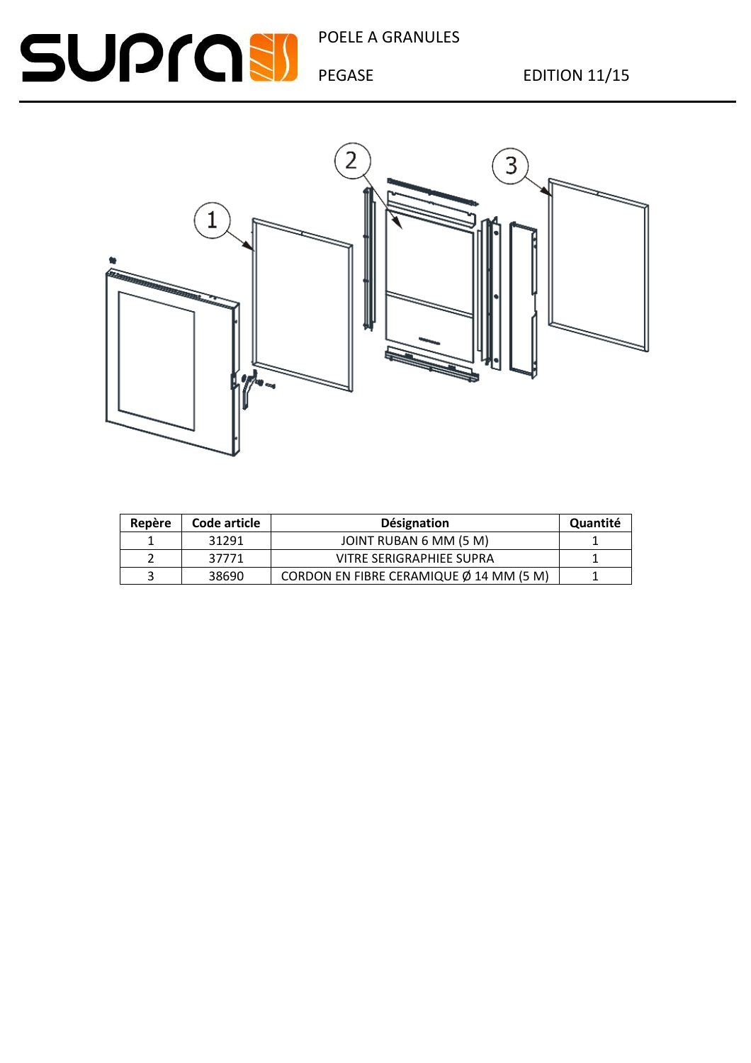| Repère | Code article | Désignation | Quantité |
|---|---|---|---|
| 1 | 31291 | JOINT RUBAN 6 MM (5 M) | 1 |
| 2 | 37771 | VITRE SERIGRAPHIEE SUPRA | 1 |
| 3 | 38690 | CORDON EN FIBRE CERAMIQUE Ø 14 MM (5 M) | 1 |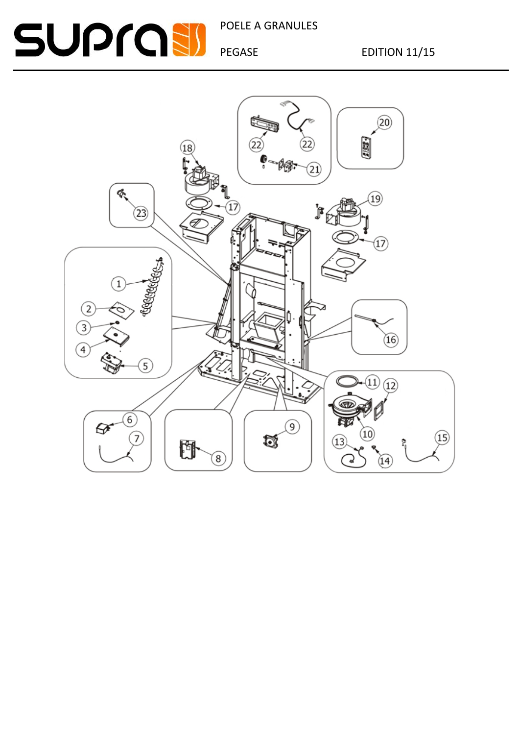POELE A GRANULES

PEGASE

EDITION 11/15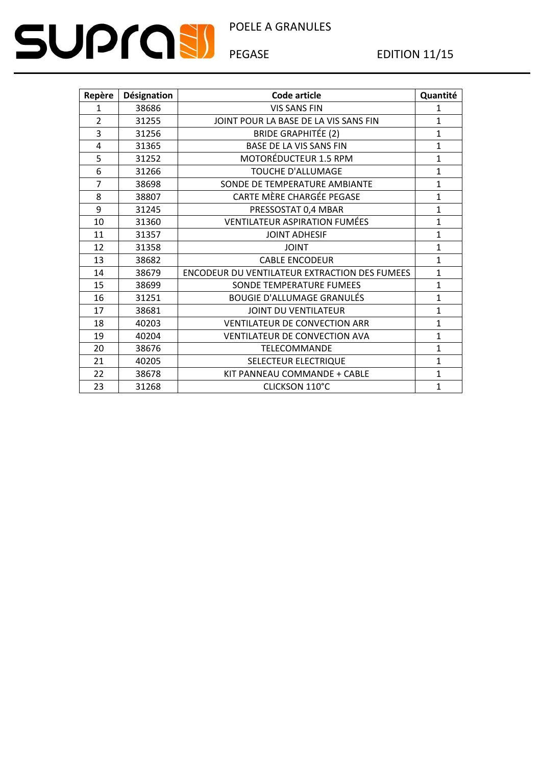POELE A GRANULES

PEGASE

EDITION 11/15

| Repère | Désignation | Code article | Quantité |
|---|---|---|---|
| 1 | 38686 | VIS SANS FIN | 1 |
| 2 | 31255 | JOINT POUR LA BASE DE LA VIS SANS FIN | 1 |
| 3 | 31256 | BRIDE GRAPHITÉE (2) | 1 |
| 4 | 31365 | BASE DE LA VIS SANS FIN | 1 |
| 5 | 31252 | MOTORÉDUCTEUR 1.5 RPM | 1 |
| 6 | 31266 | TOUCHE D'ALLUMAGE | 1 |
| 7 | 38698 | SONDE DE TEMPERATURE AMBIANTE | 1 |
| 8 | 38807 | CARTE MÈRE CHARGÉE PEGASE | 1 |
| 9 | 31245 | PRESSOSTAT 0,4 MBAR | 1 |
| 10 | 31360 | VENTILATEUR ASPIRATION FUMÉES | 1 |
| 11 | 31357 | JOINT ADHESIF | 1 |
| 12 | 31358 | JOINT | 1 |
| 13 | 38682 | CABLE ENCODEUR | 1 |
| 14 | 38679 | ENCODEUR DU VENTILATEUR EXTRACTION DES FUMEES | 1 |
| 15 | 38699 | SONDE TEMPERATURE FUMEES | 1 |
| 16 | 31251 | BOUGIE D'ALLUMAGE GRANULÉS | 1 |
| 17 | 38681 | JOINT DU VENTILATEUR | 1 |
| 18 | 40203 | VENTILATEUR DE CONVECTION ARR | 1 |
| 19 | 40204 | VENTILATEUR DE CONVECTION AVA | 1 |
| 20 | 38676 | TELECOMMANDE | 1 |
| 21 | 40205 | SELECTEUR ELECTRIQUE | 1 |
| 22 | 38678 | KIT PANNEAU COMMANDE + CABLE | 1 |
| 23 | 31268 | CLICKSON 110°C | 1 |